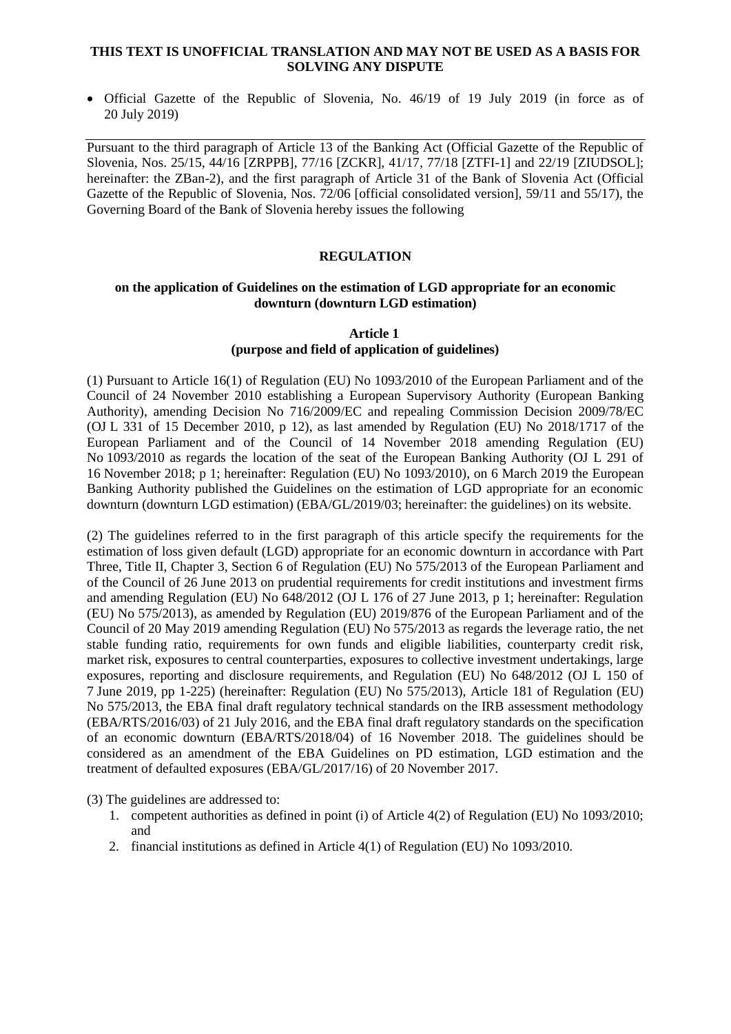**THIS TEXT IS UNOFFICIAL TRANSLATION AND MAY NOT BE USED AS A BASIS FOR SOLVING ANY DISPUTE**

- Official Gazette of the Republic of Slovenia, No. 46/19 of 19 July 2019 (in force as of 20 July 2019)

---

Pursuant to the third paragraph of Article 13 of the Banking Act (Official Gazette of the Republic of Slovenia, Nos. 25/15, 44/16 [ZRPPB], 77/16 [ZCKR], 41/17, 77/18 [ZTFI-1] and 22/19 [ZIUDSOL]; hereinafter: the ZBan-2), and the first paragraph of Article 31 of the Bank of Slovenia Act (Official Gazette of the Republic of Slovenia, Nos. 72/06 [official consolidated version], 59/11 and 55/17), the Governing Board of the Bank of Slovenia hereby issues the following

# REGULATION

## on the application of Guidelines on the estimation of LGD appropriate for an economic downturn (downturn LGD estimation)

### Article 1
### (purpose and field of application of guidelines)

(1) Pursuant to Article 16(1) of Regulation (EU) No 1093/2010 of the European Parliament and of the Council of 24 November 2010 establishing a European Supervisory Authority (European Banking Authority), amending Decision No 716/2009/EC and repealing Commission Decision 2009/78/EC (OJ L 331 of 15 December 2010, p 12), as last amended by Regulation (EU) No 2018/1717 of the European Parliament and of the Council of 14 November 2018 amending Regulation (EU) No 1093/2010 as regards the location of the seat of the European Banking Authority (OJ L 291 of 16 November 2018; p 1; hereinafter: Regulation (EU) No 1093/2010), on 6 March 2019 the European Banking Authority published the Guidelines on the estimation of LGD appropriate for an economic downturn (downturn LGD estimation) (EBA/GL/2019/03; hereinafter: the guidelines) on its website.

(2) The guidelines referred to in the first paragraph of this article specify the requirements for the estimation of loss given default (LGD) appropriate for an economic downturn in accordance with Part Three, Title II, Chapter 3, Section 6 of Regulation (EU) No 575/2013 of the European Parliament and of the Council of 26 June 2013 on prudential requirements for credit institutions and investment firms and amending Regulation (EU) No 648/2012 (OJ L 176 of 27 June 2013, p 1; hereinafter: Regulation (EU) No 575/2013), as amended by Regulation (EU) 2019/876 of the European Parliament and of the Council of 20 May 2019 amending Regulation (EU) No 575/2013 as regards the leverage ratio, the net stable funding ratio, requirements for own funds and eligible liabilities, counterparty credit risk, market risk, exposures to central counterparties, exposures to collective investment undertakings, large exposures, reporting and disclosure requirements, and Regulation (EU) No 648/2012 (OJ L 150 of 7 June 2019, pp 1-225) (hereinafter: Regulation (EU) No 575/2013), Article 181 of Regulation (EU) No 575/2013, the EBA final draft regulatory technical standards on the IRB assessment methodology (EBA/RTS/2016/03) of 21 July 2016, and the EBA final draft regulatory standards on the specification of an economic downturn (EBA/RTS/2018/04) of 16 November 2018. The guidelines should be considered as an amendment of the EBA Guidelines on PD estimation, LGD estimation and the treatment of defaulted exposures (EBA/GL/2017/16) of 20 November 2017.

(3) The guidelines are addressed to:

1. competent authorities as defined in point (i) of Article 4(2) of Regulation (EU) No 1093/2010; and
2. financial institutions as defined in Article 4(1) of Regulation (EU) No 1093/2010.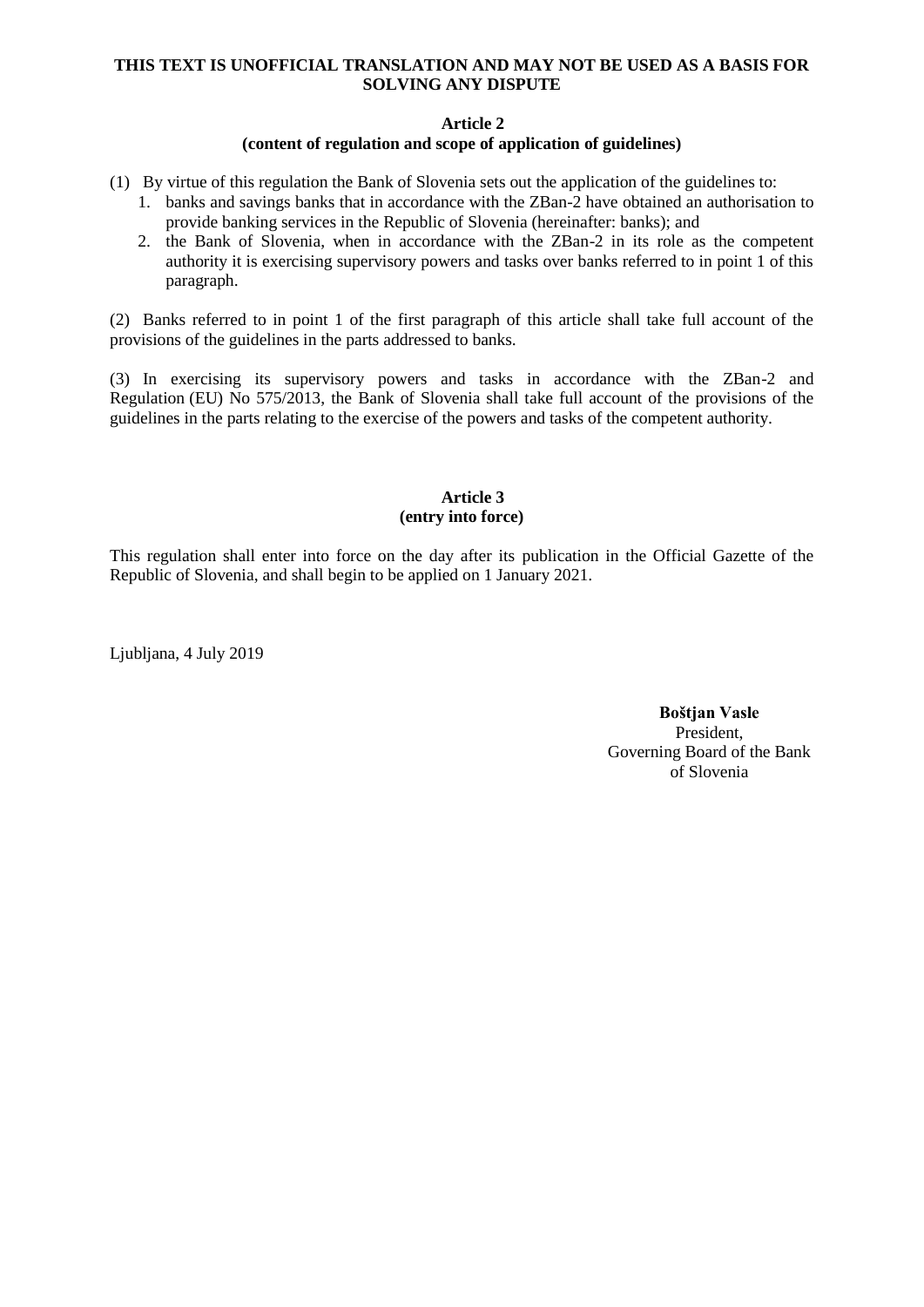**THIS TEXT IS UNOFFICIAL TRANSLATION AND MAY NOT BE USED AS A BASIS FOR SOLVING ANY DISPUTE**

**Article 2**
**(content of regulation and scope of application of guidelines)**

(1) By virtue of this regulation the Bank of Slovenia sets out the application of the guidelines to:

1. banks and savings banks that in accordance with the ZBan-2 have obtained an authorisation to provide banking services in the Republic of Slovenia (hereinafter: banks); and
2. the Bank of Slovenia, when in accordance with the ZBan-2 in its role as the competent authority it is exercising supervisory powers and tasks over banks referred to in point 1 of this paragraph.

(2) Banks referred to in point 1 of the first paragraph of this article shall take full account of the provisions of the guidelines in the parts addressed to banks.

(3) In exercising its supervisory powers and tasks in accordance with the ZBan-2 and Regulation (EU) No 575/2013, the Bank of Slovenia shall take full account of the provisions of the guidelines in the parts relating to the exercise of the powers and tasks of the competent authority.

**Article 3**
**(entry into force)**

This regulation shall enter into force on the day after its publication in the Official Gazette of the Republic of Slovenia, and shall begin to be applied on 1 January 2021.

Ljubljana, 4 July 2019

**Boštjan Vasle**
President,
Governing Board of the Bank of Slovenia